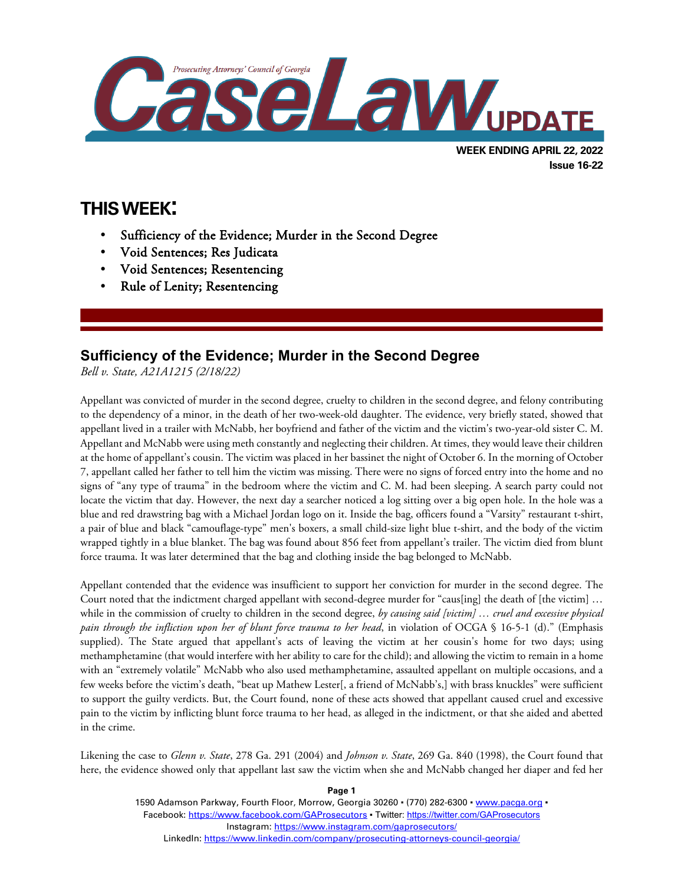# CaseLaw UPDATE

Prosecuting Attorneys' Council of Georgia

**WEEK ENDING APRIL 22, 2022**
**Issue 16-22**

## THIS WEEK:

- Sufficiency of the Evidence; Murder in the Second Degree
- Void Sentences; Res Judicata
- Void Sentences; Resentencing
- Rule of Lenity; Resentencing

## Sufficiency of the Evidence; Murder in the Second Degree

*Bell v. State, A21A1215 (2/18/22)*

Appellant was convicted of murder in the second degree, cruelty to children in the second degree, and felony contributing to the dependency of a minor, in the death of her two-week-old daughter. The evidence, very briefly stated, showed that appellant lived in a trailer with McNabb, her boyfriend and father of the victim and the victim's two-year-old sister C. M. Appellant and McNabb were using meth constantly and neglecting their children. At times, they would leave their children at the home of appellant's cousin. The victim was placed in her bassinet the night of October 6. In the morning of October 7, appellant called her father to tell him the victim was missing. There were no signs of forced entry into the home and no signs of "any type of trauma" in the bedroom where the victim and C. M. had been sleeping. A search party could not locate the victim that day. However, the next day a searcher noticed a log sitting over a big open hole. In the hole was a blue and red drawstring bag with a Michael Jordan logo on it. Inside the bag, officers found a "Varsity" restaurant t-shirt, a pair of blue and black "camouflage-type" men's boxers, a small child-size light blue t-shirt, and the body of the victim wrapped tightly in a blue blanket. The bag was found about 856 feet from appellant's trailer. The victim died from blunt force trauma. It was later determined that the bag and clothing inside the bag belonged to McNabb.

Appellant contended that the evidence was insufficient to support her conviction for murder in the second degree. The Court noted that the indictment charged appellant with second-degree murder for "caus[ing] the death of [the victim] … while in the commission of cruelty to children in the second degree, *by causing said [victim] … cruel and excessive physical pain through the infliction upon her of blunt force trauma to her head*, in violation of OCGA § 16-5-1 (d)." (Emphasis supplied). The State argued that appellant's acts of leaving the victim at her cousin's home for two days; using methamphetamine (that would interfere with her ability to care for the child); and allowing the victim to remain in a home with an "extremely volatile" McNabb who also used methamphetamine, assaulted appellant on multiple occasions, and a few weeks before the victim's death, "beat up Mathew Lester[, a friend of McNabb's,] with brass knuckles" were sufficient to support the guilty verdicts. But, the Court found, none of these acts showed that appellant caused cruel and excessive pain to the victim by inflicting blunt force trauma to her head, as alleged in the indictment, or that she aided and abetted in the crime.

Likening the case to *Glenn v. State*, 278 Ga. 291 (2004) and *Johnson v. State*, 269 Ga. 840 (1998), the Court found that here, the evidence showed only that appellant last saw the victim when she and McNabb changed her diaper and fed her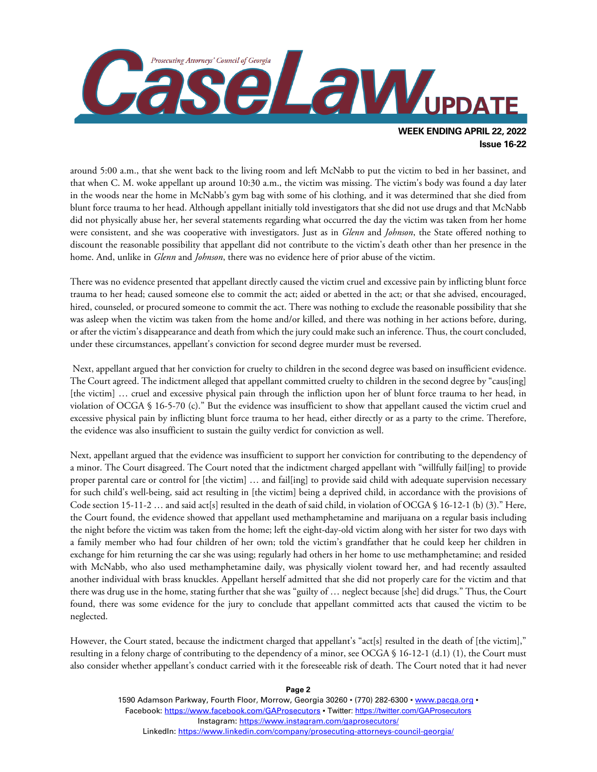around 5:00 a.m., that she went back to the living room and left McNabb to put the victim to bed in her bassinet, and that when C. M. woke appellant up around 10:30 a.m., the victim was missing. The victim's body was found a day later in the woods near the home in McNabb's gym bag with some of his clothing, and it was determined that she died from blunt force trauma to her head. Although appellant initially told investigators that she did not use drugs and that McNabb did not physically abuse her, her several statements regarding what occurred the day the victim was taken from her home were consistent, and she was cooperative with investigators. Just as in *Glenn* and *Johnson*, the State offered nothing to discount the reasonable possibility that appellant did not contribute to the victim's death other than her presence in the home. And, unlike in *Glenn* and *Johnson*, there was no evidence here of prior abuse of the victim.

There was no evidence presented that appellant directly caused the victim cruel and excessive pain by inflicting blunt force trauma to her head; caused someone else to commit the act; aided or abetted in the act; or that she advised, encouraged, hired, counseled, or procured someone to commit the act. There was nothing to exclude the reasonable possibility that she was asleep when the victim was taken from the home and/or killed, and there was nothing in her actions before, during, or after the victim's disappearance and death from which the jury could make such an inference. Thus, the court concluded, under these circumstances, appellant's conviction for second degree murder must be reversed.

Next, appellant argued that her conviction for cruelty to children in the second degree was based on insufficient evidence. The Court agreed. The indictment alleged that appellant committed cruelty to children in the second degree by "caus[ing] [the victim] … cruel and excessive physical pain through the infliction upon her of blunt force trauma to her head, in violation of OCGA § 16-5-70 (c)." But the evidence was insufficient to show that appellant caused the victim cruel and excessive physical pain by inflicting blunt force trauma to her head, either directly or as a party to the crime. Therefore, the evidence was also insufficient to sustain the guilty verdict for conviction as well.

Next, appellant argued that the evidence was insufficient to support her conviction for contributing to the dependency of a minor. The Court disagreed. The Court noted that the indictment charged appellant with "willfully fail[ing] to provide proper parental care or control for [the victim] … and fail[ing] to provide said child with adequate supervision necessary for such child's well-being, said act resulting in [the victim] being a deprived child, in accordance with the provisions of Code section 15-11-2 … and said act[s] resulted in the death of said child, in violation of OCGA § 16-12-1 (b) (3)." Here, the Court found, the evidence showed that appellant used methamphetamine and marijuana on a regular basis including the night before the victim was taken from the home; left the eight-day-old victim along with her sister for two days with a family member who had four children of her own; told the victim's grandfather that he could keep her children in exchange for him returning the car she was using; regularly had others in her home to use methamphetamine; and resided with McNabb, who also used methamphetamine daily, was physically violent toward her, and had recently assaulted another individual with brass knuckles. Appellant herself admitted that she did not properly care for the victim and that there was drug use in the home, stating further that she was "guilty of … neglect because [she] did drugs." Thus, the Court found, there was some evidence for the jury to conclude that appellant committed acts that caused the victim to be neglected.

However, the Court stated, because the indictment charged that appellant's "act[s] resulted in the death of [the victim]," resulting in a felony charge of contributing to the dependency of a minor, see OCGA § 16-12-1 (d.1) (1), the Court must also consider whether appellant's conduct carried with it the foreseeable risk of death. The Court noted that it had never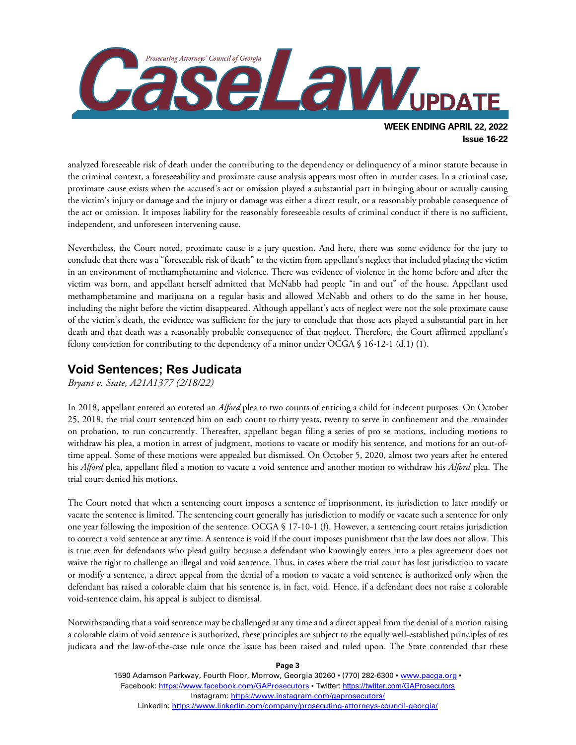analyzed foreseeable risk of death under the contributing to the dependency or delinquency of a minor statute because in the criminal context, a foreseeability and proximate cause analysis appears most often in murder cases. In a criminal case, proximate cause exists when the accused's act or omission played a substantial part in bringing about or actually causing the victim's injury or damage and the injury or damage was either a direct result, or a reasonably probable consequence of the act or omission. It imposes liability for the reasonably foreseeable results of criminal conduct if there is no sufficient, independent, and unforeseen intervening cause.

Nevertheless, the Court noted, proximate cause is a jury question. And here, there was some evidence for the jury to conclude that there was a "foreseeable risk of death" to the victim from appellant's neglect that included placing the victim in an environment of methamphetamine and violence. There was evidence of violence in the home before and after the victim was born, and appellant herself admitted that McNabb had people "in and out" of the house. Appellant used methamphetamine and marijuana on a regular basis and allowed McNabb and others to do the same in her house, including the night before the victim disappeared. Although appellant's acts of neglect were not the sole proximate cause of the victim's death, the evidence was sufficient for the jury to conclude that those acts played a substantial part in her death and that death was a reasonably probable consequence of that neglect. Therefore, the Court affirmed appellant's felony conviction for contributing to the dependency of a minor under OCGA § 16-12-1 (d.1) (1).

## Void Sentences; Res Judicata

*Bryant v. State, A21A1377 (2/18/22)*

In 2018, appellant entered an entered an *Alford* plea to two counts of enticing a child for indecent purposes. On October 25, 2018, the trial court sentenced him on each count to thirty years, twenty to serve in confinement and the remainder on probation, to run concurrently. Thereafter, appellant began filing a series of pro se motions, including motions to withdraw his plea, a motion in arrest of judgment, motions to vacate or modify his sentence, and motions for an out-of-time appeal. Some of these motions were appealed but dismissed. On October 5, 2020, almost two years after he entered his *Alford* plea, appellant filed a motion to vacate a void sentence and another motion to withdraw his *Alford* plea. The trial court denied his motions.

The Court noted that when a sentencing court imposes a sentence of imprisonment, its jurisdiction to later modify or vacate the sentence is limited. The sentencing court generally has jurisdiction to modify or vacate such a sentence for only one year following the imposition of the sentence. OCGA § 17-10-1 (f). However, a sentencing court retains jurisdiction to correct a void sentence at any time. A sentence is void if the court imposes punishment that the law does not allow. This is true even for defendants who plead guilty because a defendant who knowingly enters into a plea agreement does not waive the right to challenge an illegal and void sentence. Thus, in cases where the trial court has lost jurisdiction to vacate or modify a sentence, a direct appeal from the denial of a motion to vacate a void sentence is authorized only when the defendant has raised a colorable claim that his sentence is, in fact, void. Hence, if a defendant does not raise a colorable void-sentence claim, his appeal is subject to dismissal.

Notwithstanding that a void sentence may be challenged at any time and a direct appeal from the denial of a motion raising a colorable claim of void sentence is authorized, these principles are subject to the equally well-established principles of res judicata and the law-of-the-case rule once the issue has been raised and ruled upon. The State contended that these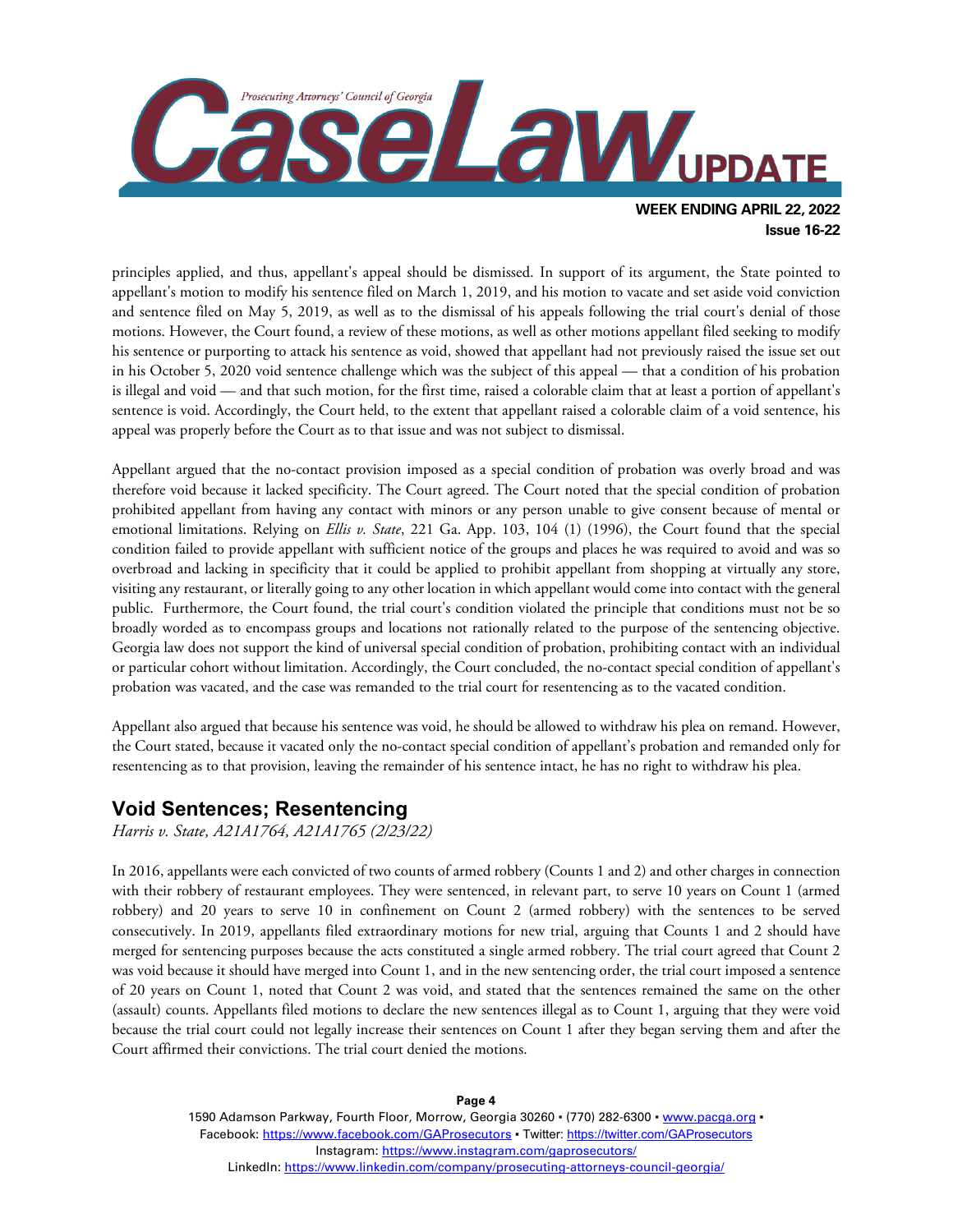principles applied, and thus, appellant's appeal should be dismissed. In support of its argument, the State pointed to appellant's motion to modify his sentence filed on March 1, 2019, and his motion to vacate and set aside void conviction and sentence filed on May 5, 2019, as well as to the dismissal of his appeals following the trial court's denial of those motions. However, the Court found, a review of these motions, as well as other motions appellant filed seeking to modify his sentence or purporting to attack his sentence as void, showed that appellant had not previously raised the issue set out in his October 5, 2020 void sentence challenge which was the subject of this appeal — that a condition of his probation is illegal and void — and that such motion, for the first time, raised a colorable claim that at least a portion of appellant's sentence is void. Accordingly, the Court held, to the extent that appellant raised a colorable claim of a void sentence, his appeal was properly before the Court as to that issue and was not subject to dismissal.

Appellant argued that the no-contact provision imposed as a special condition of probation was overly broad and was therefore void because it lacked specificity. The Court agreed. The Court noted that the special condition of probation prohibited appellant from having any contact with minors or any person unable to give consent because of mental or emotional limitations. Relying on *Ellis v. State*, 221 Ga. App. 103, 104 (1) (1996), the Court found that the special condition failed to provide appellant with sufficient notice of the groups and places he was required to avoid and was so overbroad and lacking in specificity that it could be applied to prohibit appellant from shopping at virtually any store, visiting any restaurant, or literally going to any other location in which appellant would come into contact with the general public. Furthermore, the Court found, the trial court's condition violated the principle that conditions must not be so broadly worded as to encompass groups and locations not rationally related to the purpose of the sentencing objective. Georgia law does not support the kind of universal special condition of probation, prohibiting contact with an individual or particular cohort without limitation. Accordingly, the Court concluded, the no-contact special condition of appellant's probation was vacated, and the case was remanded to the trial court for resentencing as to the vacated condition.

Appellant also argued that because his sentence was void, he should be allowed to withdraw his plea on remand. However, the Court stated, because it vacated only the no-contact special condition of appellant's probation and remanded only for resentencing as to that provision, leaving the remainder of his sentence intact, he has no right to withdraw his plea.

## Void Sentences; Resentencing

*Harris v. State, A21A1764, A21A1765 (2/23/22)*

In 2016, appellants were each convicted of two counts of armed robbery (Counts 1 and 2) and other charges in connection with their robbery of restaurant employees. They were sentenced, in relevant part, to serve 10 years on Count 1 (armed robbery) and 20 years to serve 10 in confinement on Count 2 (armed robbery) with the sentences to be served consecutively. In 2019, appellants filed extraordinary motions for new trial, arguing that Counts 1 and 2 should have merged for sentencing purposes because the acts constituted a single armed robbery. The trial court agreed that Count 2 was void because it should have merged into Count 1, and in the new sentencing order, the trial court imposed a sentence of 20 years on Count 1, noted that Count 2 was void, and stated that the sentences remained the same on the other (assault) counts. Appellants filed motions to declare the new sentences illegal as to Count 1, arguing that they were void because the trial court could not legally increase their sentences on Count 1 after they began serving them and after the Court affirmed their convictions. The trial court denied the motions.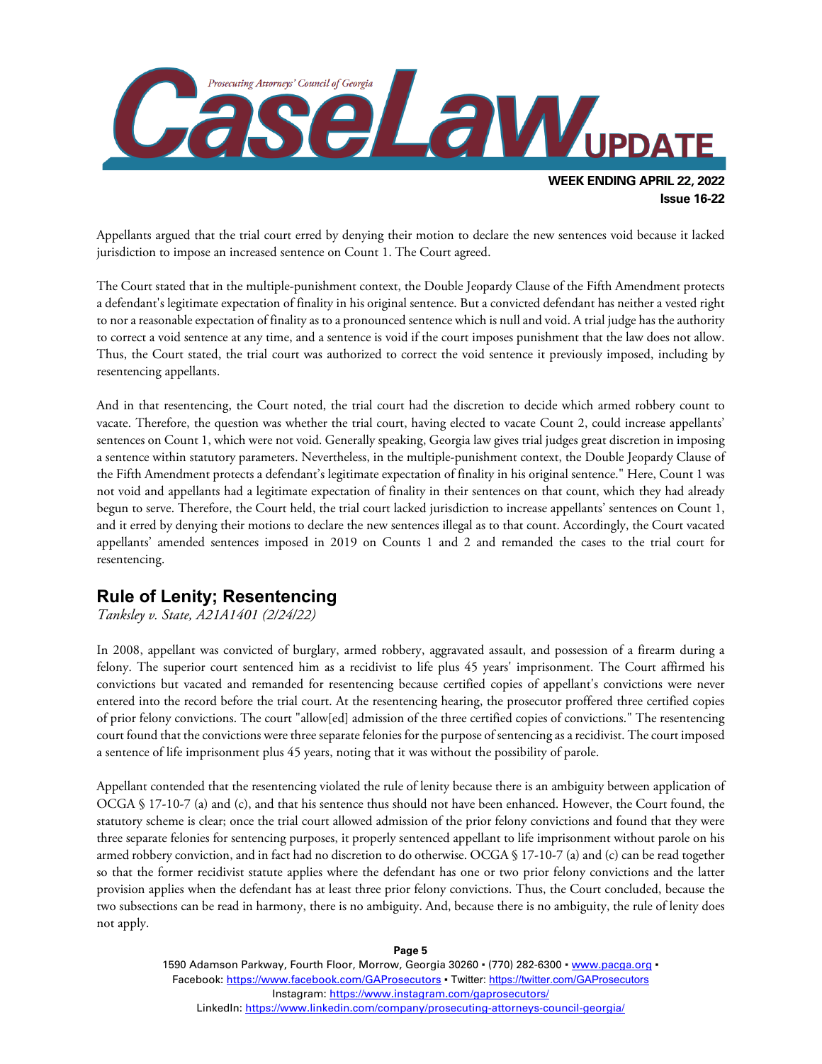Appellants argued that the trial court erred by denying their motion to declare the new sentences void because it lacked jurisdiction to impose an increased sentence on Count 1. The Court agreed.

The Court stated that in the multiple-punishment context, the Double Jeopardy Clause of the Fifth Amendment protects a defendant's legitimate expectation of finality in his original sentence. But a convicted defendant has neither a vested right to nor a reasonable expectation of finality as to a pronounced sentence which is null and void. A trial judge has the authority to correct a void sentence at any time, and a sentence is void if the court imposes punishment that the law does not allow. Thus, the Court stated, the trial court was authorized to correct the void sentence it previously imposed, including by resentencing appellants.

And in that resentencing, the Court noted, the trial court had the discretion to decide which armed robbery count to vacate. Therefore, the question was whether the trial court, having elected to vacate Count 2, could increase appellants' sentences on Count 1, which were not void. Generally speaking, Georgia law gives trial judges great discretion in imposing a sentence within statutory parameters. Nevertheless, in the multiple-punishment context, the Double Jeopardy Clause of the Fifth Amendment protects a defendant's legitimate expectation of finality in his original sentence." Here, Count 1 was not void and appellants had a legitimate expectation of finality in their sentences on that count, which they had already begun to serve. Therefore, the Court held, the trial court lacked jurisdiction to increase appellants' sentences on Count 1, and it erred by denying their motions to declare the new sentences illegal as to that count. Accordingly, the Court vacated appellants' amended sentences imposed in 2019 on Counts 1 and 2 and remanded the cases to the trial court for resentencing.

## Rule of Lenity; Resentencing

*Tanksley v. State, A21A1401 (2/24/22)*

In 2008, appellant was convicted of burglary, armed robbery, aggravated assault, and possession of a firearm during a felony. The superior court sentenced him as a recidivist to life plus 45 years' imprisonment. The Court affirmed his convictions but vacated and remanded for resentencing because certified copies of appellant's convictions were never entered into the record before the trial court. At the resentencing hearing, the prosecutor proffered three certified copies of prior felony convictions. The court "allow[ed] admission of the three certified copies of convictions." The resentencing court found that the convictions were three separate felonies for the purpose of sentencing as a recidivist. The court imposed a sentence of life imprisonment plus 45 years, noting that it was without the possibility of parole.

Appellant contended that the resentencing violated the rule of lenity because there is an ambiguity between application of OCGA § 17-10-7 (a) and (c), and that his sentence thus should not have been enhanced. However, the Court found, the statutory scheme is clear; once the trial court allowed admission of the prior felony convictions and found that they were three separate felonies for sentencing purposes, it properly sentenced appellant to life imprisonment without parole on his armed robbery conviction, and in fact had no discretion to do otherwise. OCGA § 17-10-7 (a) and (c) can be read together so that the former recidivist statute applies where the defendant has one or two prior felony convictions and the latter provision applies when the defendant has at least three prior felony convictions. Thus, the Court concluded, because the two subsections can be read in harmony, there is no ambiguity. And, because there is no ambiguity, the rule of lenity does not apply.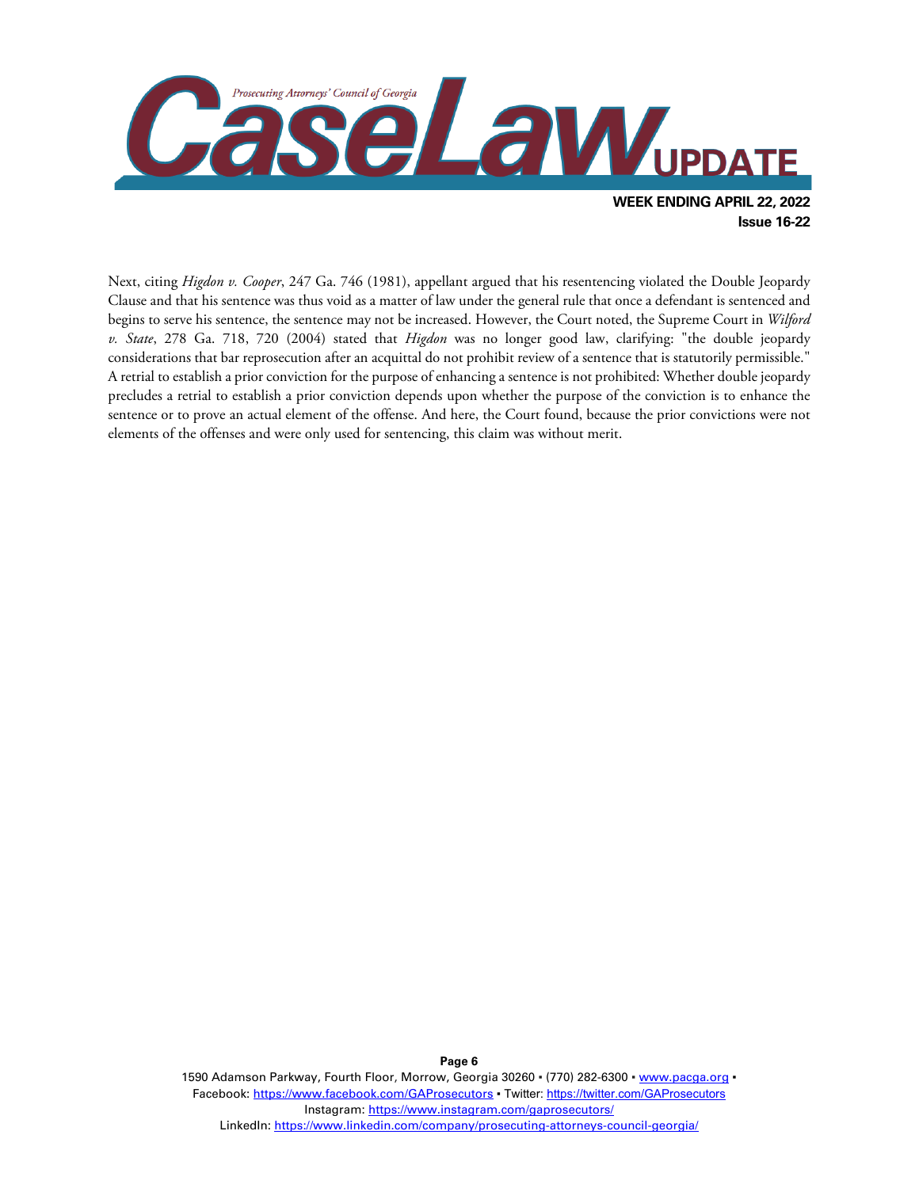Next, citing *Higdon v. Cooper*, 247 Ga. 746 (1981), appellant argued that his resentencing violated the Double Jeopardy Clause and that his sentence was thus void as a matter of law under the general rule that once a defendant is sentenced and begins to serve his sentence, the sentence may not be increased. However, the Court noted, the Supreme Court in *Wilford v. State*, 278 Ga. 718, 720 (2004) stated that *Higdon* was no longer good law, clarifying: "the double jeopardy considerations that bar reprosecution after an acquittal do not prohibit review of a sentence that is statutorily permissible." A retrial to establish a prior conviction for the purpose of enhancing a sentence is not prohibited: Whether double jeopardy precludes a retrial to establish a prior conviction depends upon whether the purpose of the conviction is to enhance the sentence or to prove an actual element of the offense. And here, the Court found, because the prior convictions were not elements of the offenses and were only used for sentencing, this claim was without merit.